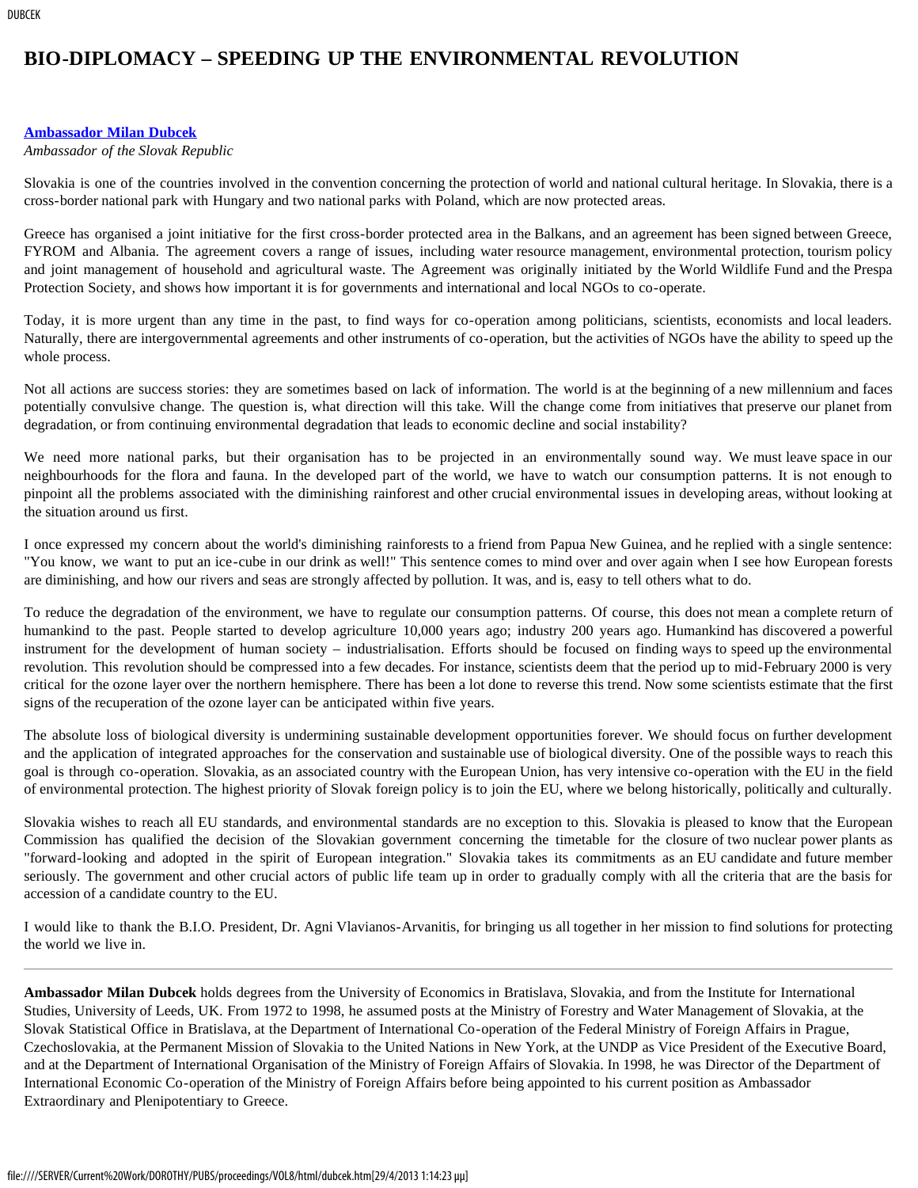# BIO-DIPLOMACY – SPEEDING UP THE ENVIRONMENTAL REVOLUTION

**Ambassador Milan Dubcek**
*Ambassador of the Slovak Republic*

Slovakia is one of the countries involved in the convention concerning the protection of world and national cultural heritage. In Slovakia, there is a cross-border national park with Hungary and two national parks with Poland, which are now protected areas.

Greece has organised a joint initiative for the first cross-border protected area in the Balkans, and an agreement has been signed between Greece, FYROM and Albania. The agreement covers a range of issues, including water resource management, environmental protection, tourism policy and joint management of household and agricultural waste. The Agreement was originally initiated by the World Wildlife Fund and the Prespa Protection Society, and shows how important it is for governments and international and local NGOs to co-operate.

Today, it is more urgent than any time in the past, to find ways for co-operation among politicians, scientists, economists and local leaders. Naturally, there are intergovernmental agreements and other instruments of co-operation, but the activities of NGOs have the ability to speed up the whole process.

Not all actions are success stories: they are sometimes based on lack of information. The world is at the beginning of a new millennium and faces potentially convulsive change. The question is, what direction will this take. Will the change come from initiatives that preserve our planet from degradation, or from continuing environmental degradation that leads to economic decline and social instability?

We need more national parks, but their organisation has to be projected in an environmentally sound way. We must leave space in our neighbourhoods for the flora and fauna. In the developed part of the world, we have to watch our consumption patterns. It is not enough to pinpoint all the problems associated with the diminishing rainforest and other crucial environmental issues in developing areas, without looking at the situation around us first.

I once expressed my concern about the world's diminishing rainforests to a friend from Papua New Guinea, and he replied with a single sentence: "You know, we want to put an ice-cube in our drink as well!" This sentence comes to mind over and over again when I see how European forests are diminishing, and how our rivers and seas are strongly affected by pollution. It was, and is, easy to tell others what to do.

To reduce the degradation of the environment, we have to regulate our consumption patterns. Of course, this does not mean a complete return of humankind to the past. People started to develop agriculture 10,000 years ago; industry 200 years ago. Humankind has discovered a powerful instrument for the development of human society – industrialisation. Efforts should be focused on finding ways to speed up the environmental revolution. This revolution should be compressed into a few decades. For instance, scientists deem that the period up to mid-February 2000 is very critical for the ozone layer over the northern hemisphere. There has been a lot done to reverse this trend. Now some scientists estimate that the first signs of the recuperation of the ozone layer can be anticipated within five years.

The absolute loss of biological diversity is undermining sustainable development opportunities forever. We should focus on further development and the application of integrated approaches for the conservation and sustainable use of biological diversity. One of the possible ways to reach this goal is through co-operation. Slovakia, as an associated country with the European Union, has very intensive co-operation with the EU in the field of environmental protection. The highest priority of Slovak foreign policy is to join the EU, where we belong historically, politically and culturally.

Slovakia wishes to reach all EU standards, and environmental standards are no exception to this. Slovakia is pleased to know that the European Commission has qualified the decision of the Slovakian government concerning the timetable for the closure of two nuclear power plants as "forward-looking and adopted in the spirit of European integration." Slovakia takes its commitments as an EU candidate and future member seriously. The government and other crucial actors of public life team up in order to gradually comply with all the criteria that are the basis for accession of a candidate country to the EU.

I would like to thank the B.I.O. President, Dr. Agni Vlavianos-Arvanitis, for bringing us all together in her mission to find solutions for protecting the world we live in.

---

**Ambassador Milan Dubcek** holds degrees from the University of Economics in Bratislava, Slovakia, and from the Institute for International Studies, University of Leeds, UK. From 1972 to 1998, he assumed posts at the Ministry of Forestry and Water Management of Slovakia, at the Slovak Statistical Office in Bratislava, at the Department of International Co-operation of the Federal Ministry of Foreign Affairs in Prague, Czechoslovakia, at the Permanent Mission of Slovakia to the United Nations in New York, at the UNDP as Vice President of the Executive Board, and at the Department of International Organisation of the Ministry of Foreign Affairs of Slovakia. In 1998, he was Director of the Department of International Economic Co-operation of the Ministry of Foreign Affairs before being appointed to his current position as Ambassador Extraordinary and Plenipotentiary to Greece.